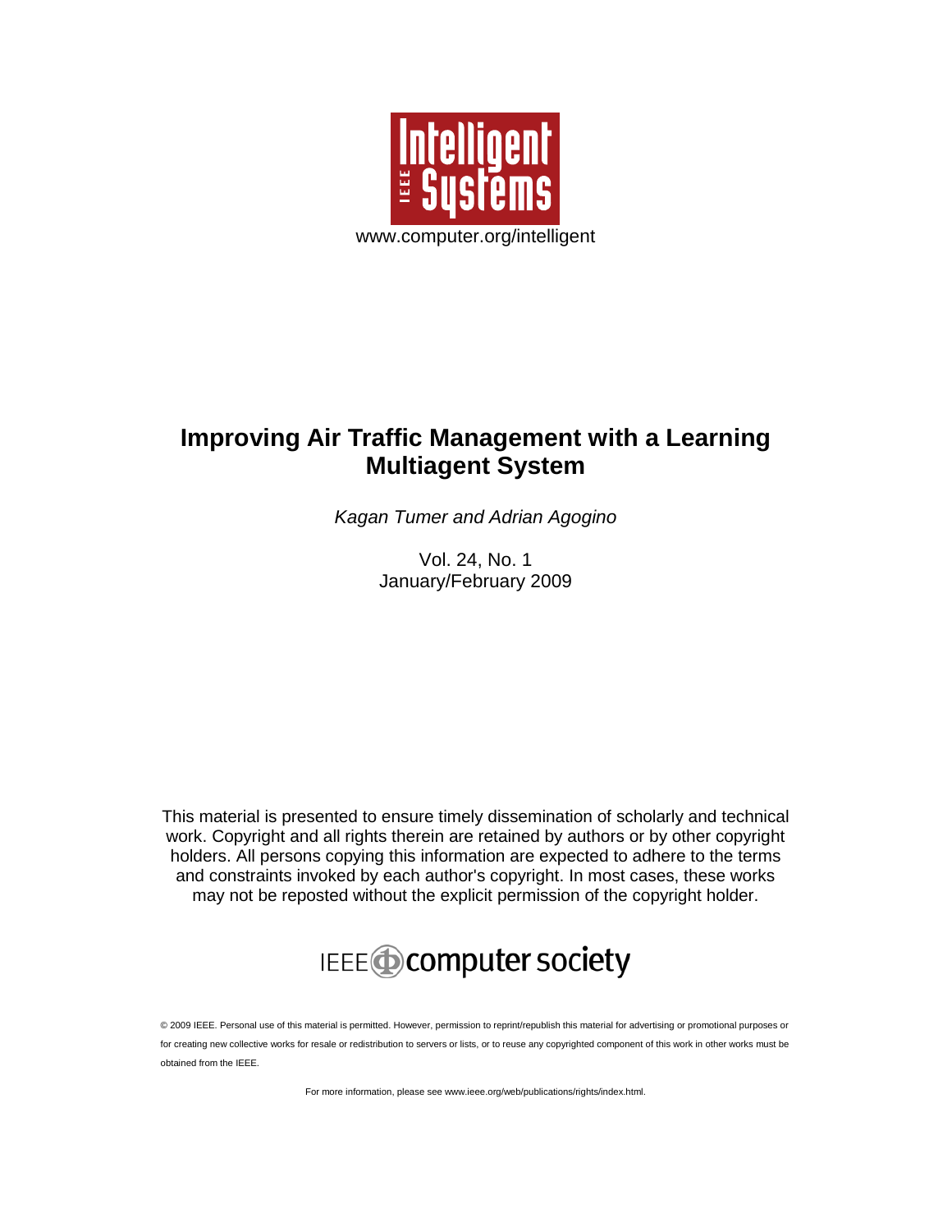Intelligent Systems

www.computer.org/intelligent

# Improving Air Traffic Management with a Learning Multiagent System

*Kagan Tumer and Adrian Agogino*

Vol. 24, No. 1
January/February 2009

This material is presented to ensure timely dissemination of scholarly and technical work. Copyright and all rights therein are retained by authors or by other copyright holders. All persons copying this information are expected to adhere to the terms and constraints invoked by each author's copyright. In most cases, these works may not be reposted without the explicit permission of the copyright holder.

IEEE computer society

© 2009 IEEE. Personal use of this material is permitted. However, permission to reprint/republish this material for advertising or promotional purposes or for creating new collective works for resale or redistribution to servers or lists, or to reuse any copyrighted component of this work in other works must be obtained from the IEEE.

For more information, please see www.ieee.org/web/publications/rights/index.html.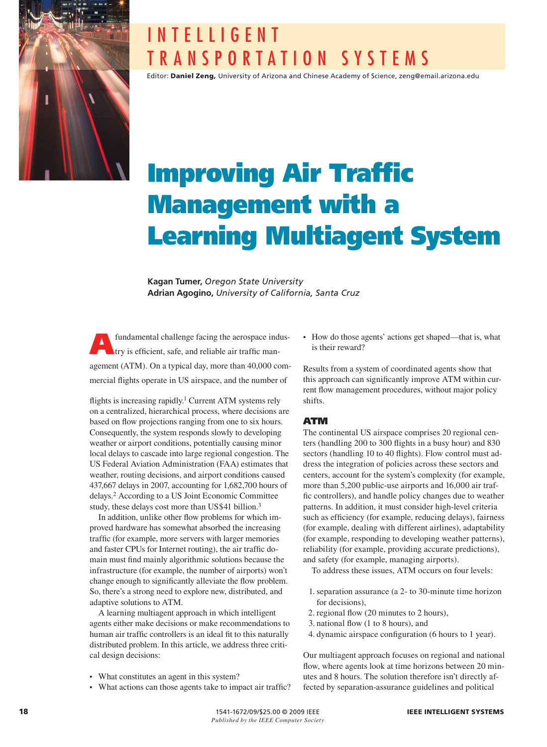# INTELLIGENT TRANSPORTATION SYSTEMS

Editor: **Daniel Zeng,** University of Arizona and Chinese Academy of Science, zeng@email.arizona.edu

# Improving Air Traffic Management with a Learning Multiagent System

**Kagan Tumer,** *Oregon State University*
**Adrian Agogino,** *University of California, Santa Cruz*

A fundamental challenge facing the aerospace industry is efficient, safe, and reliable air traffic management (ATM). On a typical day, more than 40,000 commercial flights operate in US airspace, and the number of flights is increasing rapidly.[1] Current ATM systems rely on a centralized, hierarchical process, where decisions are based on flow projections ranging from one to six hours. Consequently, the system responds slowly to developing weather or airport conditions, potentially causing minor local delays to cascade into large regional congestion. The US Federal Aviation Administration (FAA) estimates that weather, routing decisions, and airport conditions caused 437,667 delays in 2007, accounting for 1,682,700 hours of delays.[2] According to a US Joint Economic Committee study, these delays cost more than US$41 billion.[3]

In addition, unlike other flow problems for which improved hardware has somewhat absorbed the increasing traffic (for example, more servers with larger memories and faster CPUs for Internet routing), the air traffic domain must find mainly algorithmic solutions because the infrastructure (for example, the number of airports) won't change enough to significantly alleviate the flow problem. So, there's a strong need to explore new, distributed, and adaptive solutions to ATM.

A learning multiagent approach in which intelligent agents either make decisions or make recommendations to human air traffic controllers is an ideal fit to this naturally distributed problem. In this article, we address three critical design decisions:

- What constitutes an agent in this system?
- What actions can those agents take to impact air traffic?
- How do those agents' actions get shaped—that is, what is their reward?

Results from a system of coordinated agents show that this approach can significantly improve ATM within current flow management procedures, without major policy shifts.

## ATM

The continental US airspace comprises 20 regional centers (handling 200 to 300 flights in a busy hour) and 830 sectors (handling 10 to 40 flights). Flow control must address the integration of policies across these sectors and centers, account for the system's complexity (for example, more than 5,200 public-use airports and 16,000 air traffic controllers), and handle policy changes due to weather patterns. In addition, it must consider high-level criteria such as efficiency (for example, reducing delays), fairness (for example, dealing with different airlines), adaptability (for example, responding to developing weather patterns), reliability (for example, providing accurate predictions), and safety (for example, managing airports).

To address these issues, ATM occurs on four levels:

1. separation assurance (a 2- to 30-minute time horizon for decisions),
2. regional flow (20 minutes to 2 hours),
3. national flow (1 to 8 hours), and
4. dynamic airspace configuration (6 hours to 1 year).

Our multiagent approach focuses on regional and national flow, where agents look at time horizons between 20 minutes and 8 hours. The solution therefore isn't directly affected by separation-assurance guidelines and political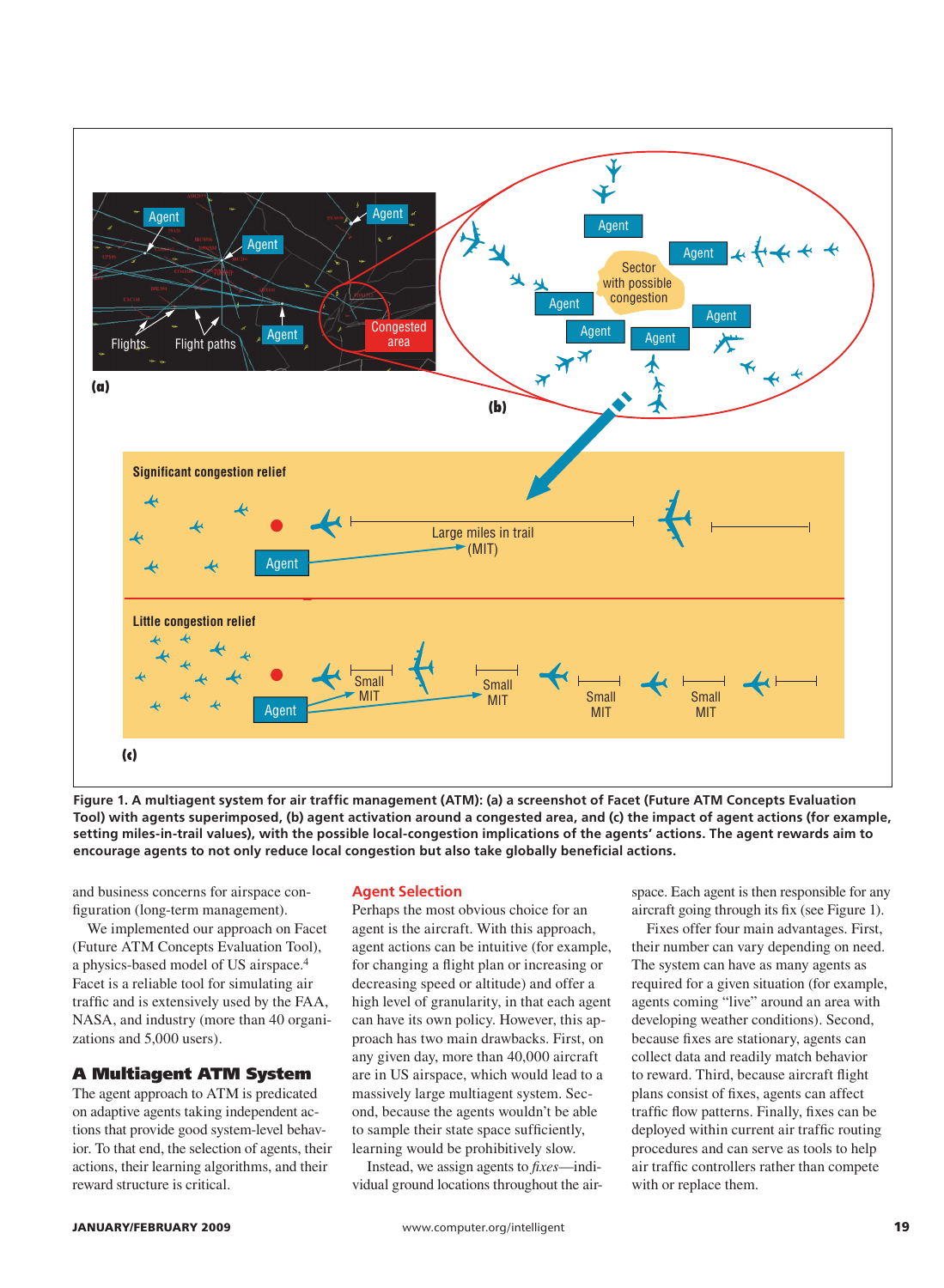Figure 1. A multiagent system for air traffic management (ATM): (a) a screenshot of Facet (Future ATM Concepts Evaluation Tool) with agents superimposed, (b) agent activation around a congested area, and (c) the impact of agent actions (for example, setting miles-in-trail values), with the possible local-congestion implications of the agents' actions. The agent rewards aim to encourage agents to not only reduce local congestion but also take globally beneficial actions.

and business concerns for airspace configuration (long-term management).

We implemented our approach on Facet (Future ATM Concepts Evaluation Tool), a physics-based model of US airspace.[4] Facet is a reliable tool for simulating air traffic and is extensively used by the FAA, NASA, and industry (more than 40 organizations and 5,000 users).

## A Multiagent ATM System

The agent approach to ATM is predicated on adaptive agents taking independent actions that provide good system-level behavior. To that end, the selection of agents, their actions, their learning algorithms, and their reward structure is critical.

### Agent Selection

Perhaps the most obvious choice for an agent is the aircraft. With this approach, agent actions can be intuitive (for example, for changing a flight plan or increasing or decreasing speed or altitude) and offer a high level of granularity, in that each agent can have its own policy. However, this approach has two main drawbacks. First, on any given day, more than 40,000 aircraft are in US airspace, which would lead to a massively large multiagent system. Second, because the agents wouldn't be able to sample their state space sufficiently, learning would be prohibitively slow.

Instead, we assign agents to *fixes*—individual ground locations throughout the airspace. Each agent is then responsible for any aircraft going through its fix (see Figure 1).

Fixes offer four main advantages. First, their number can vary depending on need. The system can have as many agents as required for a given situation (for example, agents coming "live" around an area with developing weather conditions). Second, because fixes are stationary, agents can collect data and readily match behavior to reward. Third, because aircraft flight plans consist of fixes, agents can affect traffic flow patterns. Finally, fixes can be deployed within current air traffic routing procedures and can serve as tools to help air traffic controllers rather than compete with or replace them.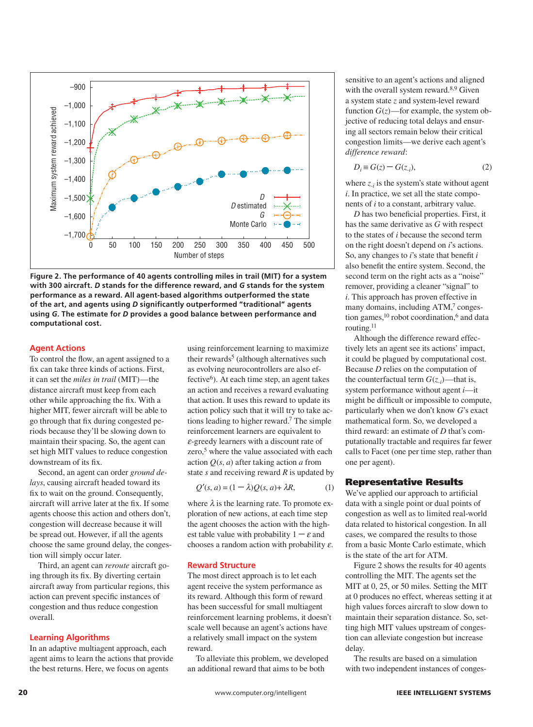**Figure 2. The performance of 40 agents controlling miles in trail (MIT) for a system with 300 aircraft. *D* stands for the difference reward, and *G* stands for the system performance as a reward. All agent-based algorithms outperformed the state of the art, and agents using *D* significantly outperformed "traditional" agents using *G*. The estimate for *D* provides a good balance between performance and computational cost.**

## Agent Actions

To control the flow, an agent assigned to a fix can take three kinds of actions. First, it can set the *miles in trail* (MIT)—the distance aircraft must keep from each other while approaching the fix. With a higher MIT, fewer aircraft will be able to go through that fix during congested periods because they'll be slowing down to maintain their spacing. So, the agent can set high MIT values to reduce congestion downstream of its fix.

Second, an agent can order *ground delays*, causing aircraft headed toward its fix to wait on the ground. Consequently, aircraft will arrive later at the fix. If some agents choose this action and others don't, congestion will decrease because it will be spread out. However, if all the agents choose the same ground delay, the congestion will simply occur later.

Third, an agent can *reroute* aircraft going through its fix. By diverting certain aircraft away from particular regions, this action can prevent specific instances of congestion and thus reduce congestion overall.

## Learning Algorithms

In an adaptive multiagent approach, each agent aims to learn the actions that provide the best returns. Here, we focus on agents using reinforcement learning to maximize their rewards[5] (although alternatives such as evolving neurocontrollers are also effective[6]). At each time step, an agent takes an action and receives a reward evaluating that action. It uses this reward to update its action policy such that it will try to take actions leading to higher reward.[7] The simple reinforcement learners are equivalent to $\varepsilon$-greedy learners with a discount rate of zero,[5] where the value associated with each action $Q(s, a)$ after taking action $a$ from state $s$ and receiving reward $R$ is updated by

$$Q'(s, a) = (1 - \lambda)Q(s, a) + \lambda R, \tag{1}$$

where $\lambda$ is the learning rate. To promote exploration of new actions, at each time step the agent chooses the action with the highest table value with probability $1 - \varepsilon$ and chooses a random action with probability $\varepsilon$.

## Reward Structure

The most direct approach is to let each agent receive the system performance as its reward. Although this form of reward has been successful for small multiagent reinforcement learning problems, it doesn't scale well because an agent's actions have a relatively small impact on the system reward.

To alleviate this problem, we developed an additional reward that aims to be both sensitive to an agent's actions and aligned with the overall system reward.[8,9] Given a system state $z$ and system-level reward function $G(z)$—for example, the system objective of reducing total delays and ensuring all sectors remain below their critical congestion limits—we derive each agent's *difference reward*:

$$D_i \equiv G(z) - G(z_{-i}), \tag{2}$$

where $z_{-i}$ is the system's state without agent $i$. In practice, we set all the state components of $i$ to a constant, arbitrary value.

$D$ has two beneficial properties. First, it has the same derivative as $G$ with respect to the states of $i$ because the second term on the right doesn't depend on $i$'s actions. So, any changes to $i$'s state that benefit $i$ also benefit the entire system. Second, the second term on the right acts as a "noise" remover, providing a cleaner "signal" to $i$. This approach has proven effective in many domains, including ATM,[7] congestion games,[10] robot coordination,[6] and data routing.[11]

Although the difference reward effectively lets an agent see its actions' impact, it could be plagued by computational cost. Because $D$ relies on the computation of the counterfactual term $G(z_{-i})$—that is, system performance without agent $i$—it might be difficult or impossible to compute, particularly when we don't know $G$'s exact mathematical form. So, we developed a third reward: an estimate of $D$ that's computationally tractable and requires far fewer calls to Facet (one per time step, rather than one per agent).

# Representative Results

We've applied our approach to artificial data with a single point or dual points of congestion as well as to limited real-world data related to historical congestion. In all cases, we compared the results to those from a basic Monte Carlo estimate, which is the state of the art for ATM.

Figure 2 shows the results for 40 agents controlling the MIT. The agents set the MIT at 0, 25, or 50 miles. Setting the MIT at 0 produces no effect, whereas setting it at high values forces aircraft to slow down to maintain their separation distance. So, setting high MIT values upstream of congestion can alleviate congestion but increase delay.

The results are based on a simulation with two independent instances of conges-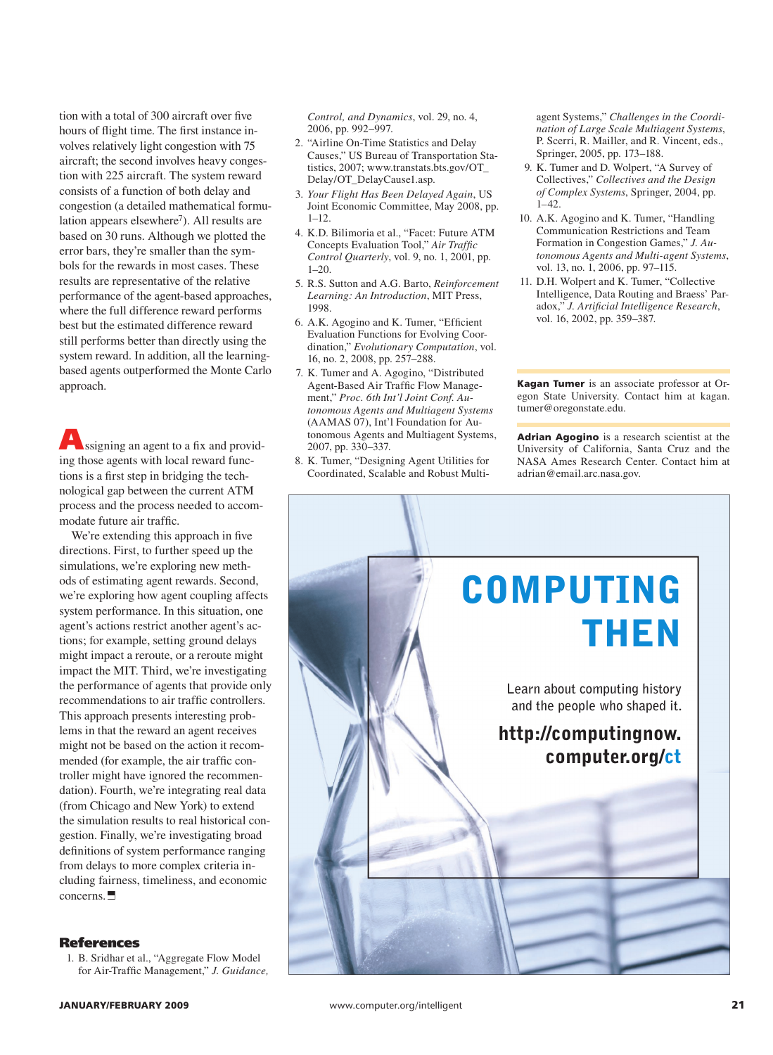tion with a total of 300 aircraft over five hours of flight time. The first instance involves relatively light congestion with 75 aircraft; the second involves heavy congestion with 225 aircraft. The system reward consists of a function of both delay and congestion (a detailed mathematical formulation appears elsewhere[7]). All results are based on 30 runs. Although we plotted the error bars, they're smaller than the symbols for the rewards in most cases. These results are representative of the relative performance of the agent-based approaches, where the full difference reward performs best but the estimated difference reward still performs better than directly using the system reward. In addition, all the learning-based agents outperformed the Monte Carlo approach.

Assigning an agent to a fix and providing those agents with local reward functions is a first step in bridging the technological gap between the current ATM process and the process needed to accommodate future air traffic.

We're extending this approach in five directions. First, to further speed up the simulations, we're exploring new methods of estimating agent rewards. Second, we're exploring how agent coupling affects system performance. In this situation, one agent's actions restrict another agent's actions; for example, setting ground delays might impact a reroute, or a reroute might impact the MIT. Third, we're investigating the performance of agents that provide only recommendations to air traffic controllers. This approach presents interesting problems in that the reward an agent receives might not be based on the action it recommended (for example, the air traffic controller might have ignored the recommendation). Fourth, we're integrating real data (from Chicago and New York) to extend the simulation results to real historical congestion. Finally, we're investigating broad definitions of system performance ranging from delays to more complex criteria including fairness, timeliness, and economic concerns.

## References

1. B. Sridhar et al., "Aggregate Flow Model for Air-Traffic Management," *J. Guidance, Control, and Dynamics*, vol. 29, no. 4, 2006, pp. 992–997.
2. "Airline On-Time Statistics and Delay Causes," US Bureau of Transportation Statistics, 2007; www.transtats.bts.gov/OT_Delay/OT_DelayCause1.asp.
3. *Your Flight Has Been Delayed Again*, US Joint Economic Committee, May 2008, pp. 1–12.
4. K.D. Bilimoria et al., "Facet: Future ATM Concepts Evaluation Tool," *Air Traffic Control Quarterly*, vol. 9, no. 1, 2001, pp. 1–20.
5. R.S. Sutton and A.G. Barto, *Reinforcement Learning: An Introduction*, MIT Press, 1998.
6. A.K. Agogino and K. Tumer, "Efficient Evaluation Functions for Evolving Coordination," *Evolutionary Computation*, vol. 16, no. 2, 2008, pp. 257–288.
7. K. Tumer and A. Agogino, "Distributed Agent-Based Air Traffic Flow Management," *Proc. 6th Int'l Joint Conf. Autonomous Agents and Multiagent Systems* (AAMAS 07), Int'l Foundation for Autonomous Agents and Multiagent Systems, 2007, pp. 330–337.
8. K. Tumer, "Designing Agent Utilities for Coordinated, Scalable and Robust Multiagent Systems," *Challenges in the Coordination of Large Scale Multiagent Systems*, P. Scerri, R. Mailler, and R. Vincent, eds., Springer, 2005, pp. 173–188.
9. K. Tumer and D. Wolpert, "A Survey of Collectives," *Collectives and the Design of Complex Systems*, Springer, 2004, pp. 1–42.
10. A.K. Agogino and K. Tumer, "Handling Communication Restrictions and Team Formation in Congestion Games," *J. Autonomous Agents and Multi-agent Systems*, vol. 13, no. 1, 2006, pp. 97–115.
11. D.H. Wolpert and K. Tumer, "Collective Intelligence, Data Routing and Braess' Paradox," *J. Artificial Intelligence Research*, vol. 16, 2002, pp. 359–387.

**Kagan Tumer** is an associate professor at Oregon State University. Contact him at kagan.tumer@oregonstate.edu.

**Adrian Agogino** is a research scientist at the University of California, Santa Cruz and the NASA Ames Research Center. Contact him at adrian@email.arc.nasa.gov.

**COMPUTING THEN**

Learn about computing history and the people who shaped it.

**http://computingnow.computer.org/ct**